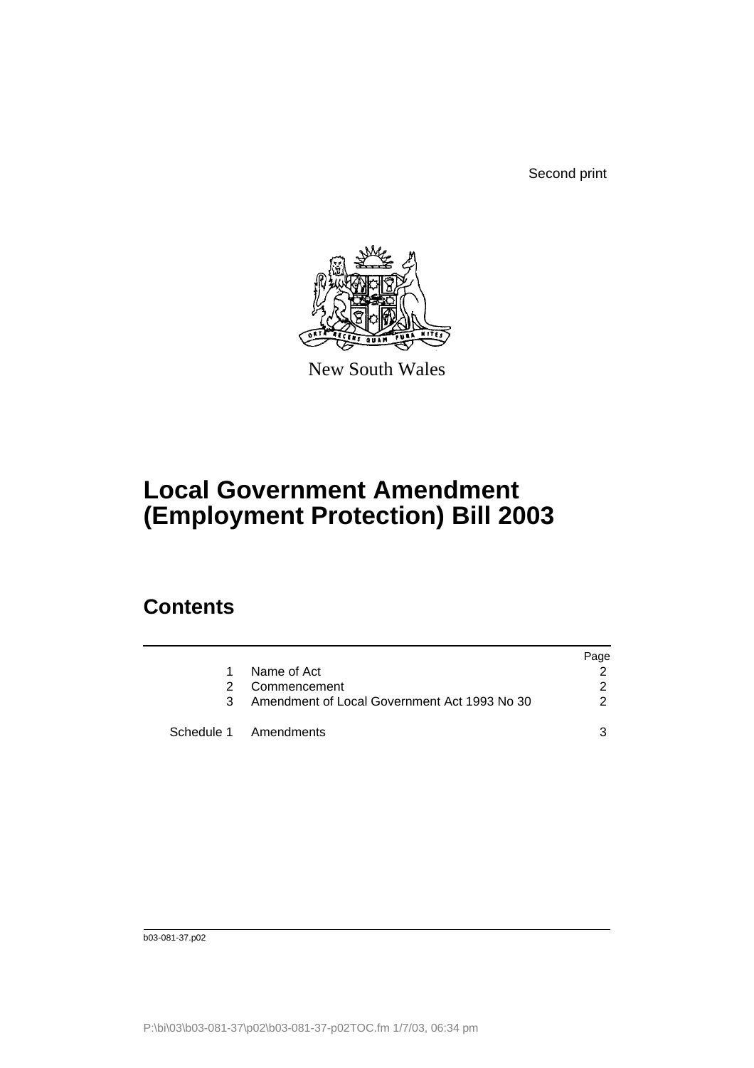Second print

New South Wales

# Local Government Amendment (Employment Protection) Bill 2003

## Contents

| | | Page |
|---|---|---|
| 1 | Name of Act | 2 |
| 2 | Commencement | 2 |
| 3 | Amendment of Local Government Act 1993 No 30 | 2 |
| Schedule 1 | Amendments | 3 |

b03-081-37.p02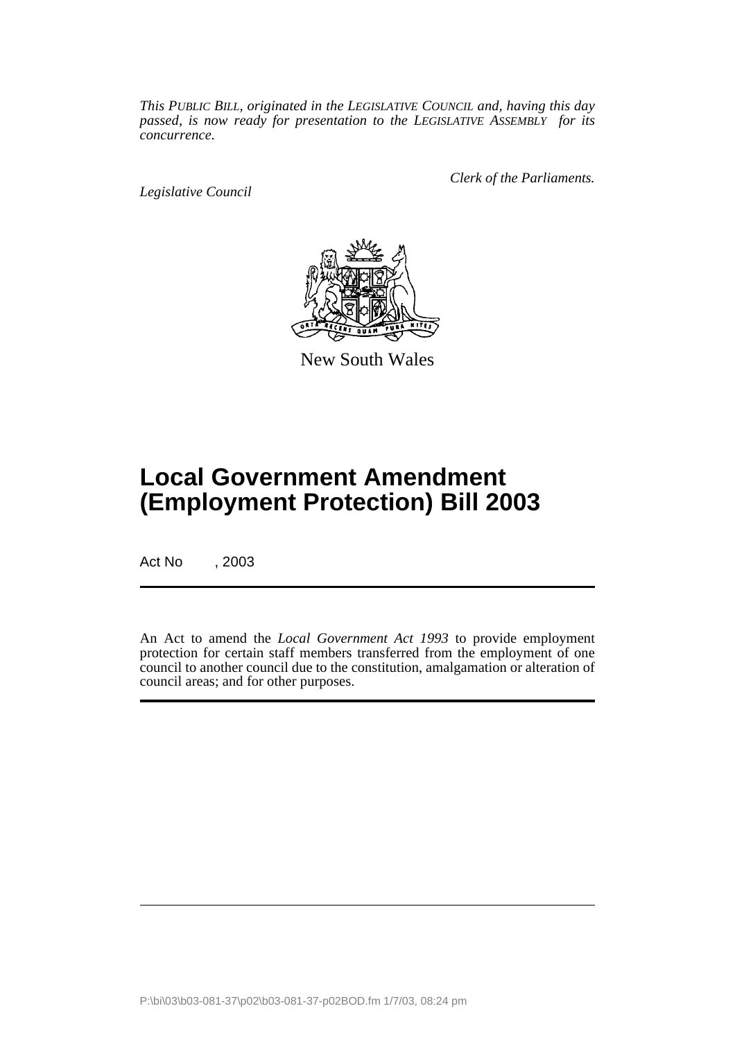*This PUBLIC BILL, originated in the LEGISLATIVE COUNCIL and, having this day passed, is now ready for presentation to the LEGISLATIVE ASSEMBLY for its concurrence.*

*Legislative Council*

*Clerk of the Parliaments.*

New South Wales

# Local Government Amendment (Employment Protection) Bill 2003

Act No , 2003

An Act to amend the *Local Government Act 1993* to provide employment protection for certain staff members transferred from the employment of one council to another council due to the constitution, amalgamation or alteration of council areas; and for other purposes.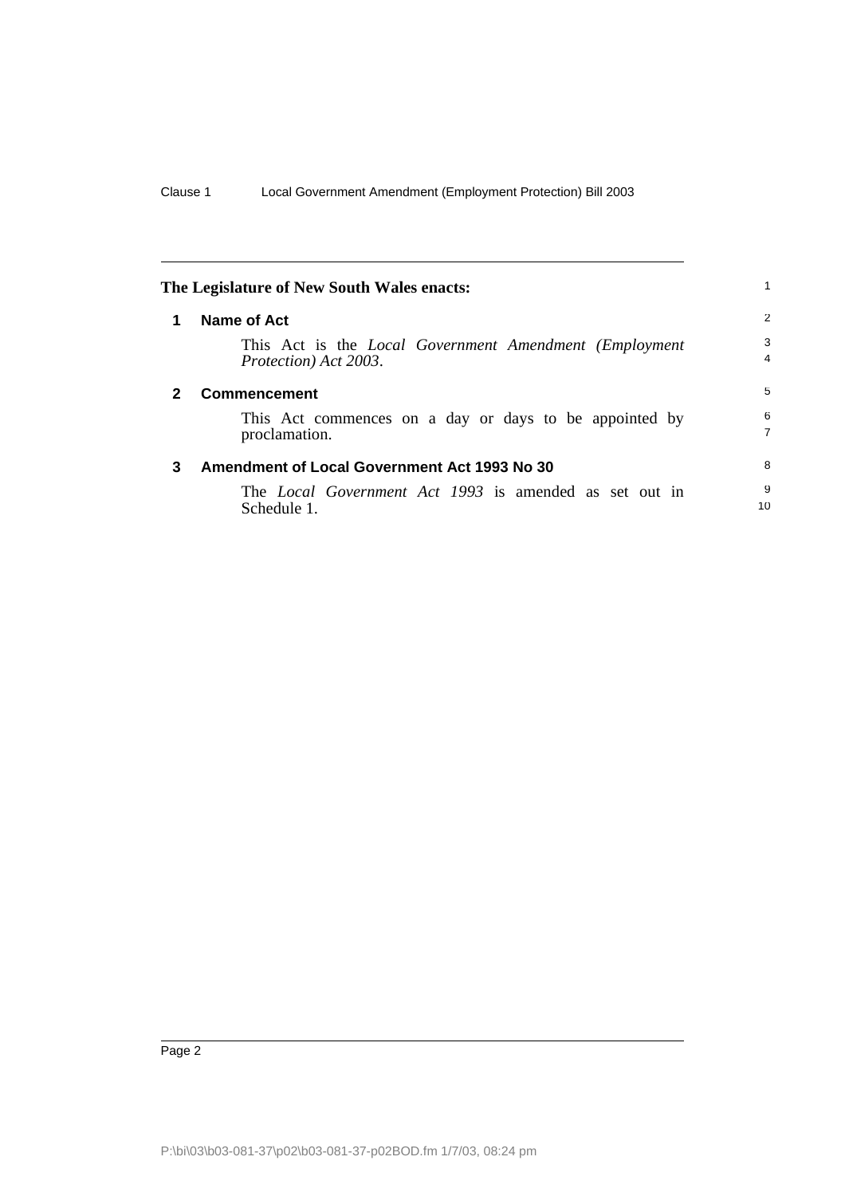**The Legislature of New South Wales enacts:**

## 1 Name of Act

This Act is the *Local Government Amendment (Employment Protection) Act 2003*.

## 2 Commencement

This Act commences on a day or days to be appointed by proclamation.

## 3 Amendment of Local Government Act 1993 No 30

The *Local Government Act 1993* is amended as set out in Schedule 1.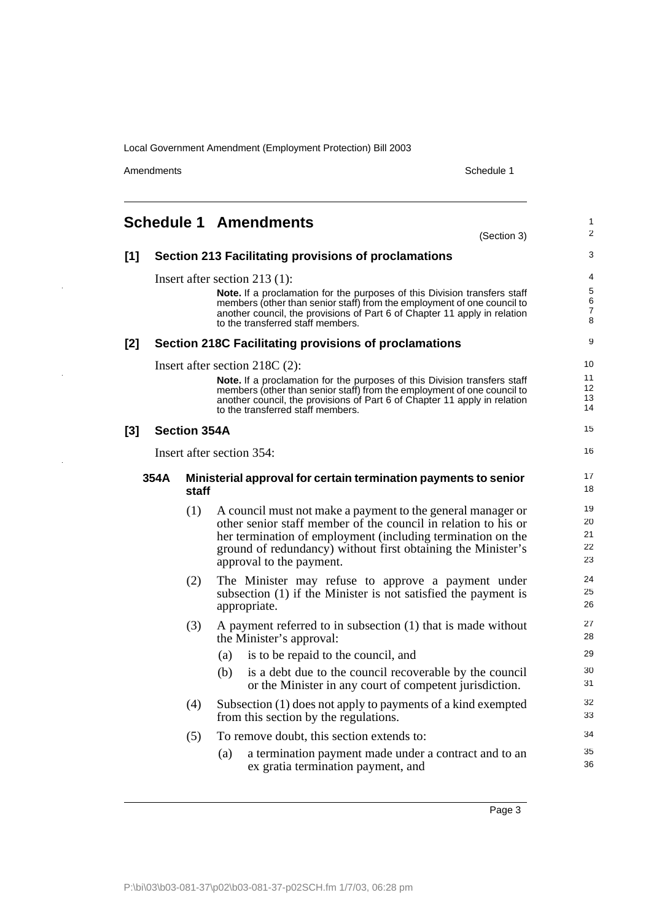## Schedule 1 Amendments

(Section 3)

### [1] Section 213 Facilitating provisions of proclamations

Insert after section 213 (1):

**Note.** If a proclamation for the purposes of this Division transfers staff members (other than senior staff) from the employment of one council to another council, the provisions of Part 6 of Chapter 11 apply in relation to the transferred staff members.

### [2] Section 218C Facilitating provisions of proclamations

Insert after section 218C (2):

**Note.** If a proclamation for the purposes of this Division transfers staff members (other than senior staff) from the employment of one council to another council, the provisions of Part 6 of Chapter 11 apply in relation to the transferred staff members.

### [3] Section 354A

Insert after section 354:

#### 354A Ministerial approval for certain termination payments to senior staff

(1) A council must not make a payment to the general manager or other senior staff member of the council in relation to his or her termination of employment (including termination on the ground of redundancy) without first obtaining the Minister's approval to the payment.

(2) The Minister may refuse to approve a payment under subsection (1) if the Minister is not satisfied the payment is appropriate.

(3) A payment referred to in subsection (1) that is made without the Minister's approval:

- (a) is to be repaid to the council, and
- (b) is a debt due to the council recoverable by the council or the Minister in any court of competent jurisdiction.

(4) Subsection (1) does not apply to payments of a kind exempted from this section by the regulations.

(5) To remove doubt, this section extends to:

- (a) a termination payment made under a contract and to an ex gratia termination payment, and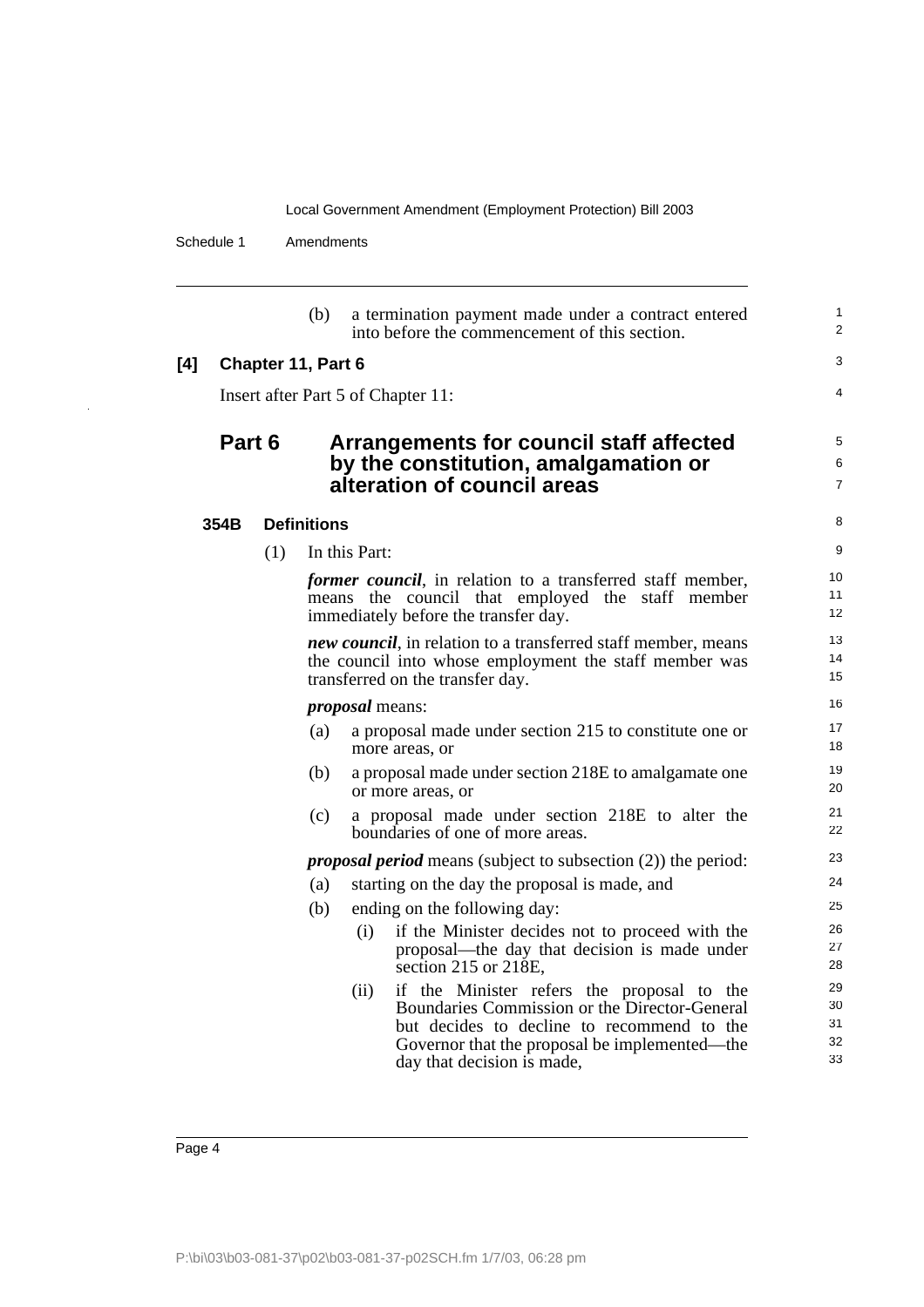(b) a termination payment made under a contract entered into before the commencement of this section.

**[4] Chapter 11, Part 6**

Insert after Part 5 of Chapter 11:

## Part 6 Arrangements for council staff affected by the constitution, amalgamation or alteration of council areas

### 354B Definitions

(1) In this Part:

***former council***, in relation to a transferred staff member, means the council that employed the staff member immediately before the transfer day.

***new council***, in relation to a transferred staff member, means the council into whose employment the staff member was transferred on the transfer day.

***proposal*** means:

- (a) a proposal made under section 215 to constitute one or more areas, or
- (b) a proposal made under section 218E to amalgamate one or more areas, or
- (c) a proposal made under section 218E to alter the boundaries of one of more areas.

***proposal period*** means (subject to subsection (2)) the period:

- (a) starting on the day the proposal is made, and
- (b) ending on the following day:
  - (i) if the Minister decides not to proceed with the proposal—the day that decision is made under section 215 or 218E,
  - (ii) if the Minister refers the proposal to the Boundaries Commission or the Director-General but decides to decline to recommend to the Governor that the proposal be implemented—the day that decision is made,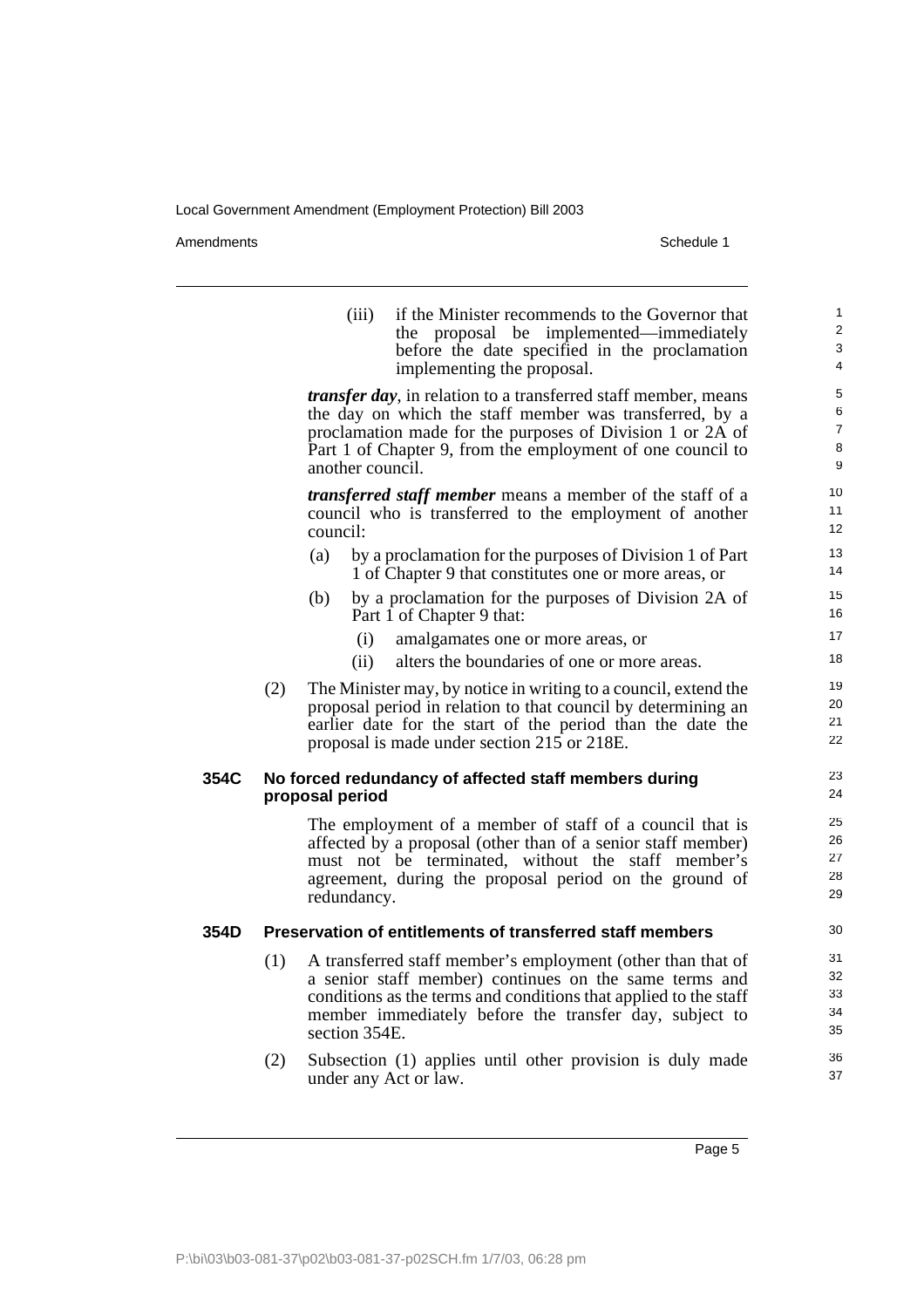(iii) if the Minister recommends to the Governor that the proposal be implemented—immediately before the date specified in the proclamation implementing the proposal.

***transfer day***, in relation to a transferred staff member, means the day on which the staff member was transferred, by a proclamation made for the purposes of Division 1 or 2A of Part 1 of Chapter 9, from the employment of one council to another council.

***transferred staff member*** means a member of the staff of a council who is transferred to the employment of another council:

(a) by a proclamation for the purposes of Division 1 of Part 1 of Chapter 9 that constitutes one or more areas, or

(b) by a proclamation for the purposes of Division 2A of Part 1 of Chapter 9 that:

(i) amalgamates one or more areas, or

(ii) alters the boundaries of one or more areas.

(2) The Minister may, by notice in writing to a council, extend the proposal period in relation to that council by determining an earlier date for the start of the period than the date the proposal is made under section 215 or 218E.

### 354C No forced redundancy of affected staff members during proposal period

The employment of a member of staff of a council that is affected by a proposal (other than of a senior staff member) must not be terminated, without the staff member's agreement, during the proposal period on the ground of redundancy.

### 354D Preservation of entitlements of transferred staff members

(1) A transferred staff member's employment (other than that of a senior staff member) continues on the same terms and conditions as the terms and conditions that applied to the staff member immediately before the transfer day, subject to section 354E.

(2) Subsection (1) applies until other provision is duly made under any Act or law.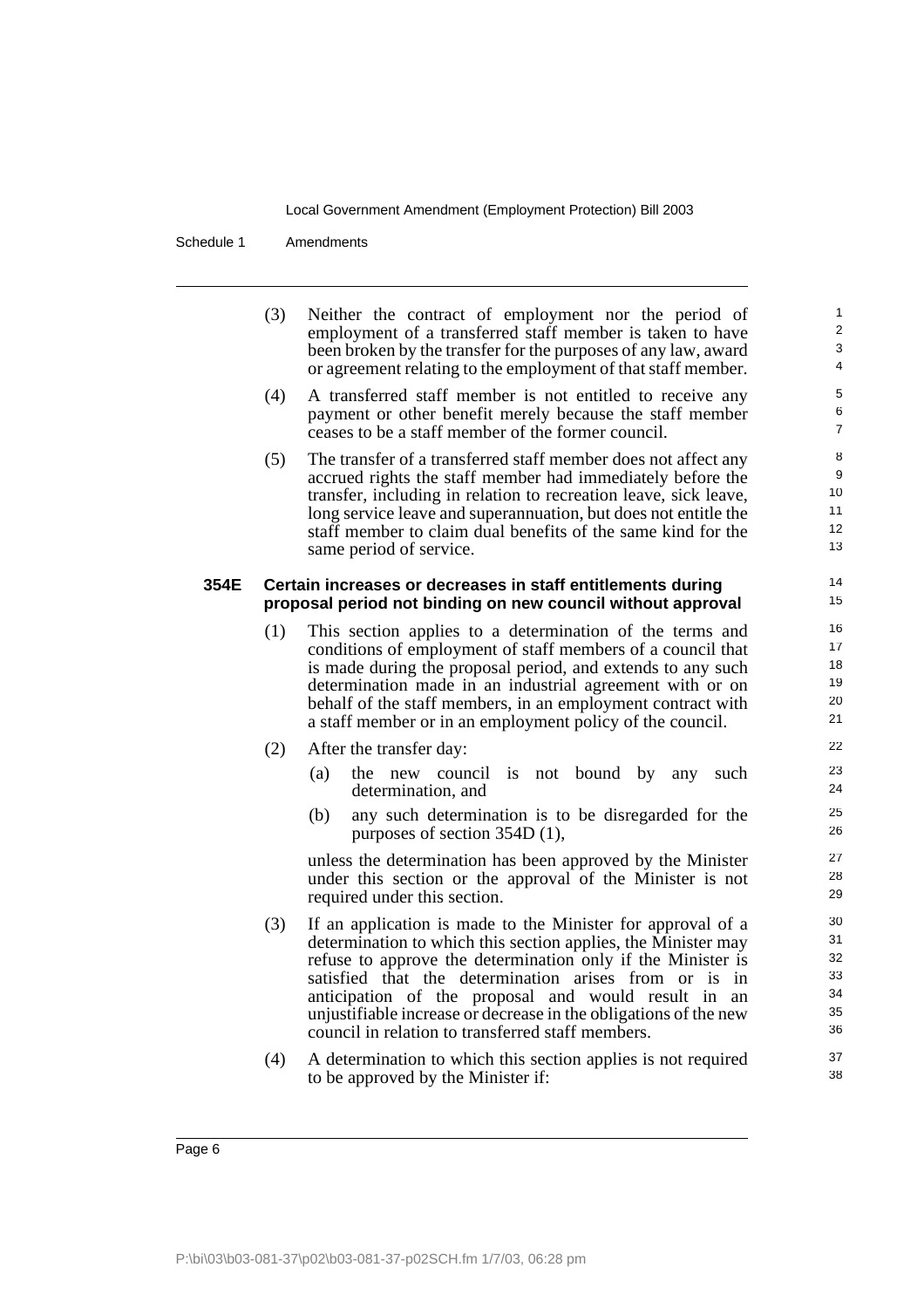(3) Neither the contract of employment nor the period of employment of a transferred staff member is taken to have been broken by the transfer for the purposes of any law, award or agreement relating to the employment of that staff member.

(4) A transferred staff member is not entitled to receive any payment or other benefit merely because the staff member ceases to be a staff member of the former council.

(5) The transfer of a transferred staff member does not affect any accrued rights the staff member had immediately before the transfer, including in relation to recreation leave, sick leave, long service leave and superannuation, but does not entitle the staff member to claim dual benefits of the same kind for the same period of service.

### 354E Certain increases or decreases in staff entitlements during proposal period not binding on new council without approval

(1) This section applies to a determination of the terms and conditions of employment of staff members of a council that is made during the proposal period, and extends to any such determination made in an industrial agreement with or on behalf of the staff members, in an employment contract with a staff member or in an employment policy of the council.

(2) After the transfer day:

- (a) the new council is not bound by any such determination, and
- (b) any such determination is to be disregarded for the purposes of section 354D (1),

unless the determination has been approved by the Minister under this section or the approval of the Minister is not required under this section.

(3) If an application is made to the Minister for approval of a determination to which this section applies, the Minister may refuse to approve the determination only if the Minister is satisfied that the determination arises from or is in anticipation of the proposal and would result in an unjustifiable increase or decrease in the obligations of the new council in relation to transferred staff members.

(4) A determination to which this section applies is not required to be approved by the Minister if: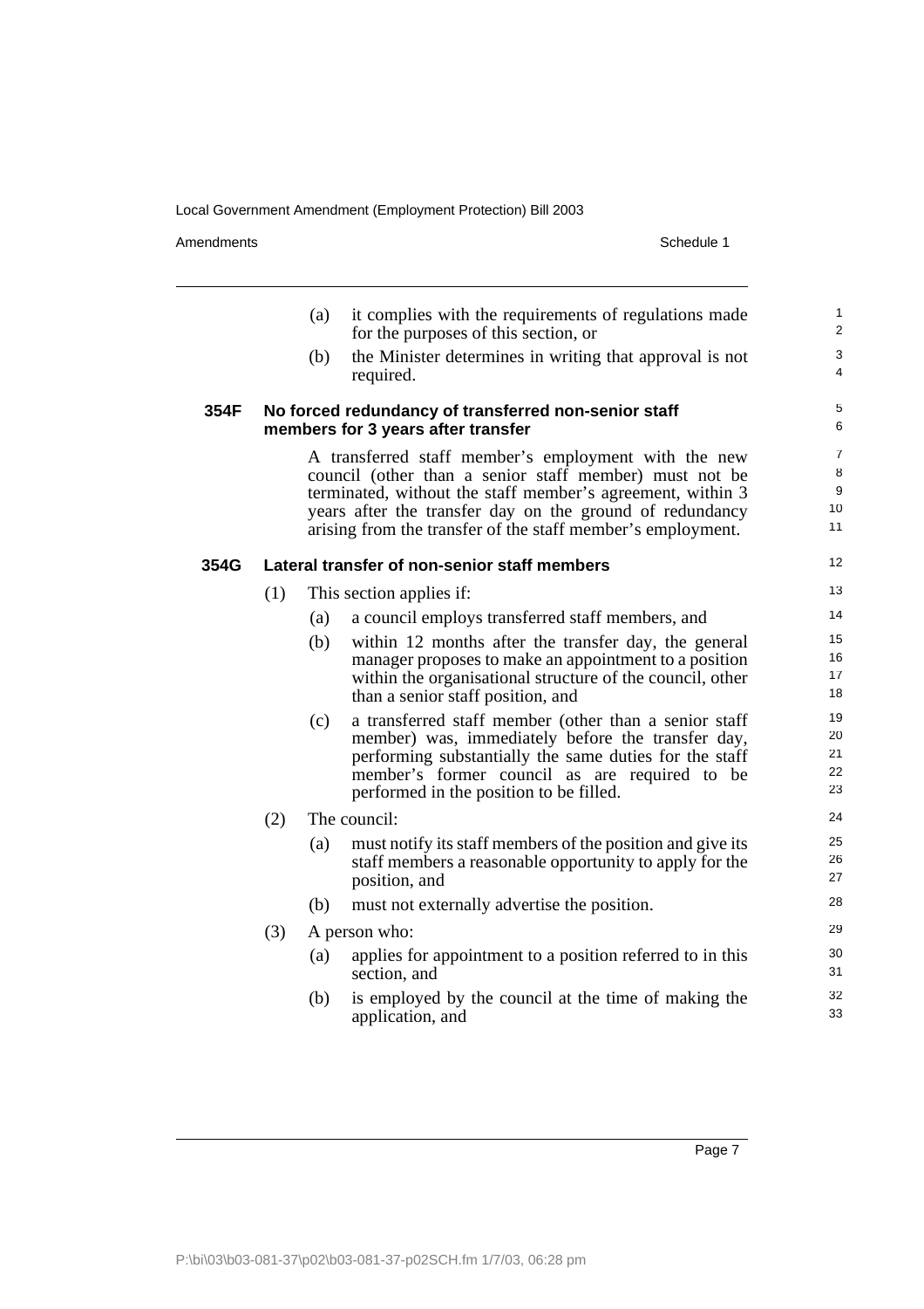(a) it complies with the requirements of regulations made for the purposes of this section, or

(b) the Minister determines in writing that approval is not required.

**354F No forced redundancy of transferred non-senior staff members for 3 years after transfer**

A transferred staff member's employment with the new council (other than a senior staff member) must not be terminated, without the staff member's agreement, within 3 years after the transfer day on the ground of redundancy arising from the transfer of the staff member's employment.

**354G Lateral transfer of non-senior staff members**

(1) This section applies if:

(a) a council employs transferred staff members, and

(b) within 12 months after the transfer day, the general manager proposes to make an appointment to a position within the organisational structure of the council, other than a senior staff position, and

(c) a transferred staff member (other than a senior staff member) was, immediately before the transfer day, performing substantially the same duties for the staff member's former council as are required to be performed in the position to be filled.

(2) The council:

(a) must notify its staff members of the position and give its staff members a reasonable opportunity to apply for the position, and

(b) must not externally advertise the position.

(3) A person who:

(a) applies for appointment to a position referred to in this section, and

(b) is employed by the council at the time of making the application, and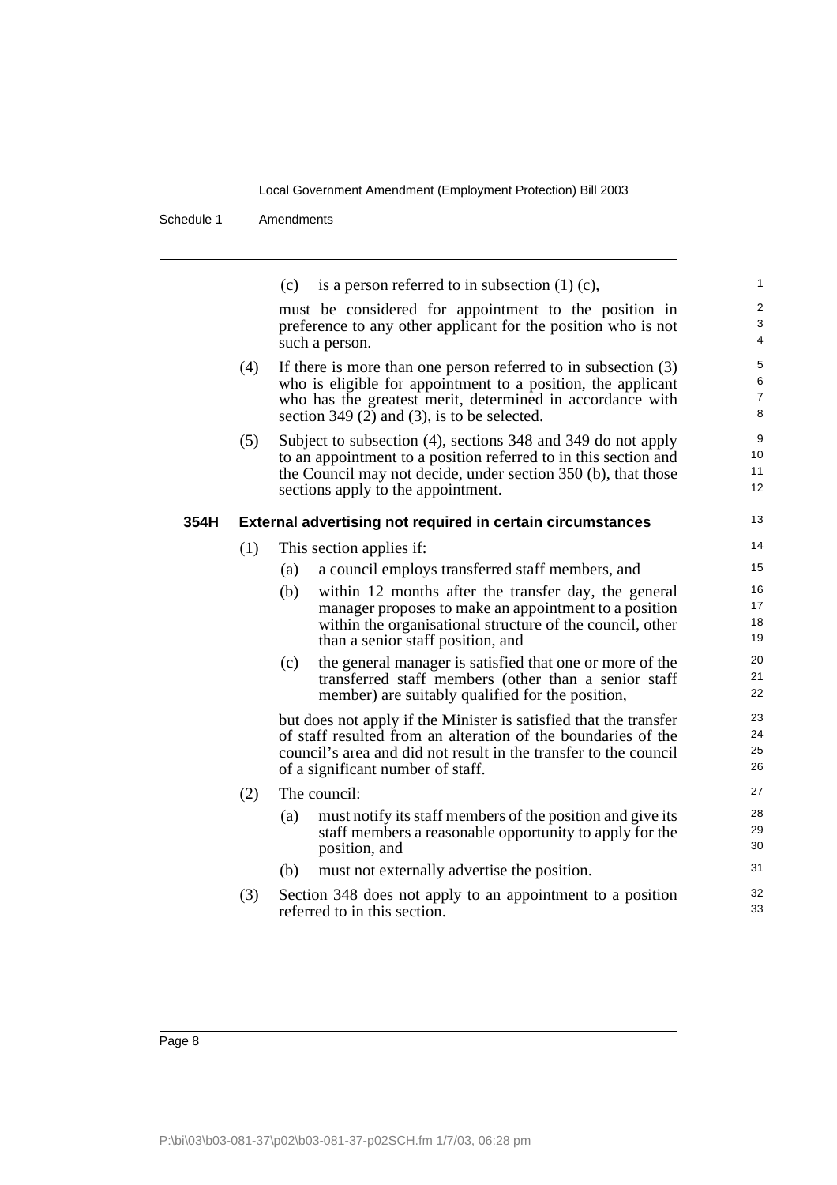(c) is a person referred to in subsection (1) (c),

must be considered for appointment to the position in preference to any other applicant for the position who is not such a person.

(4) If there is more than one person referred to in subsection (3) who is eligible for appointment to a position, the applicant who has the greatest merit, determined in accordance with section 349 (2) and (3), is to be selected.

(5) Subject to subsection (4), sections 348 and 349 do not apply to an appointment to a position referred to in this section and the Council may not decide, under section 350 (b), that those sections apply to the appointment.

**354H External advertising not required in certain circumstances**

(1) This section applies if:

(a) a council employs transferred staff members, and

(b) within 12 months after the transfer day, the general manager proposes to make an appointment to a position within the organisational structure of the council, other than a senior staff position, and

(c) the general manager is satisfied that one or more of the transferred staff members (other than a senior staff member) are suitably qualified for the position,

but does not apply if the Minister is satisfied that the transfer of staff resulted from an alteration of the boundaries of the council's area and did not result in the transfer to the council of a significant number of staff.

(2) The council:

(a) must notify its staff members of the position and give its staff members a reasonable opportunity to apply for the position, and

(b) must not externally advertise the position.

(3) Section 348 does not apply to an appointment to a position referred to in this section.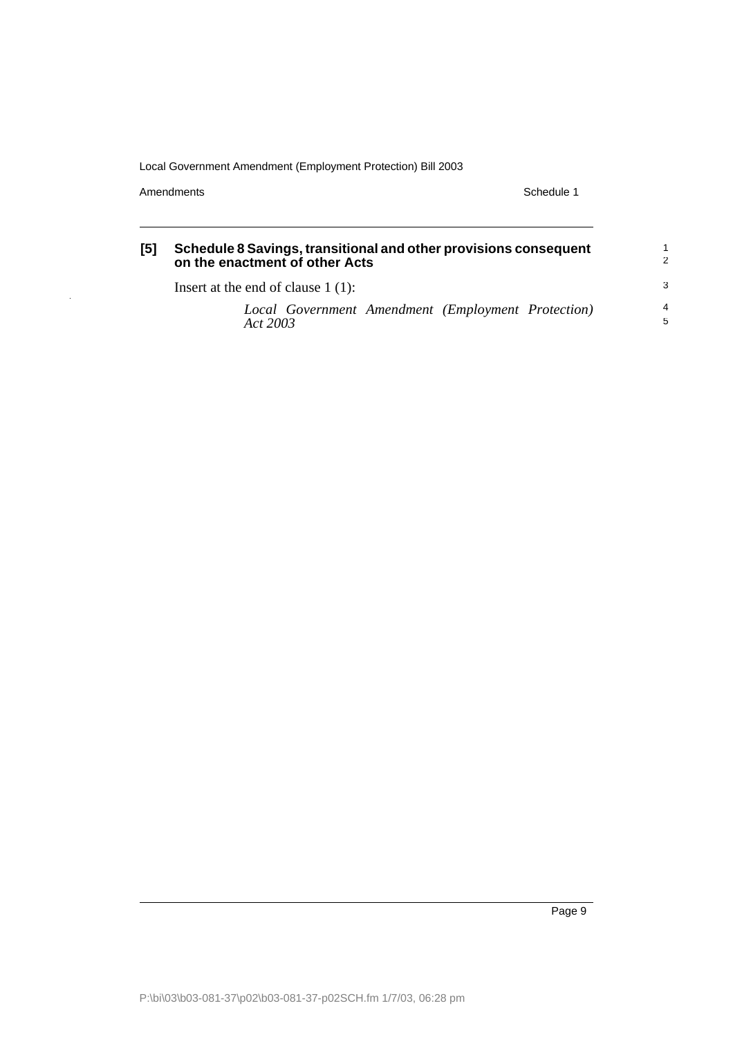**[5] Schedule 8 Savings, transitional and other provisions consequent on the enactment of other Acts**

Insert at the end of clause 1 (1):

*Local Government Amendment (Employment Protection) Act 2003*